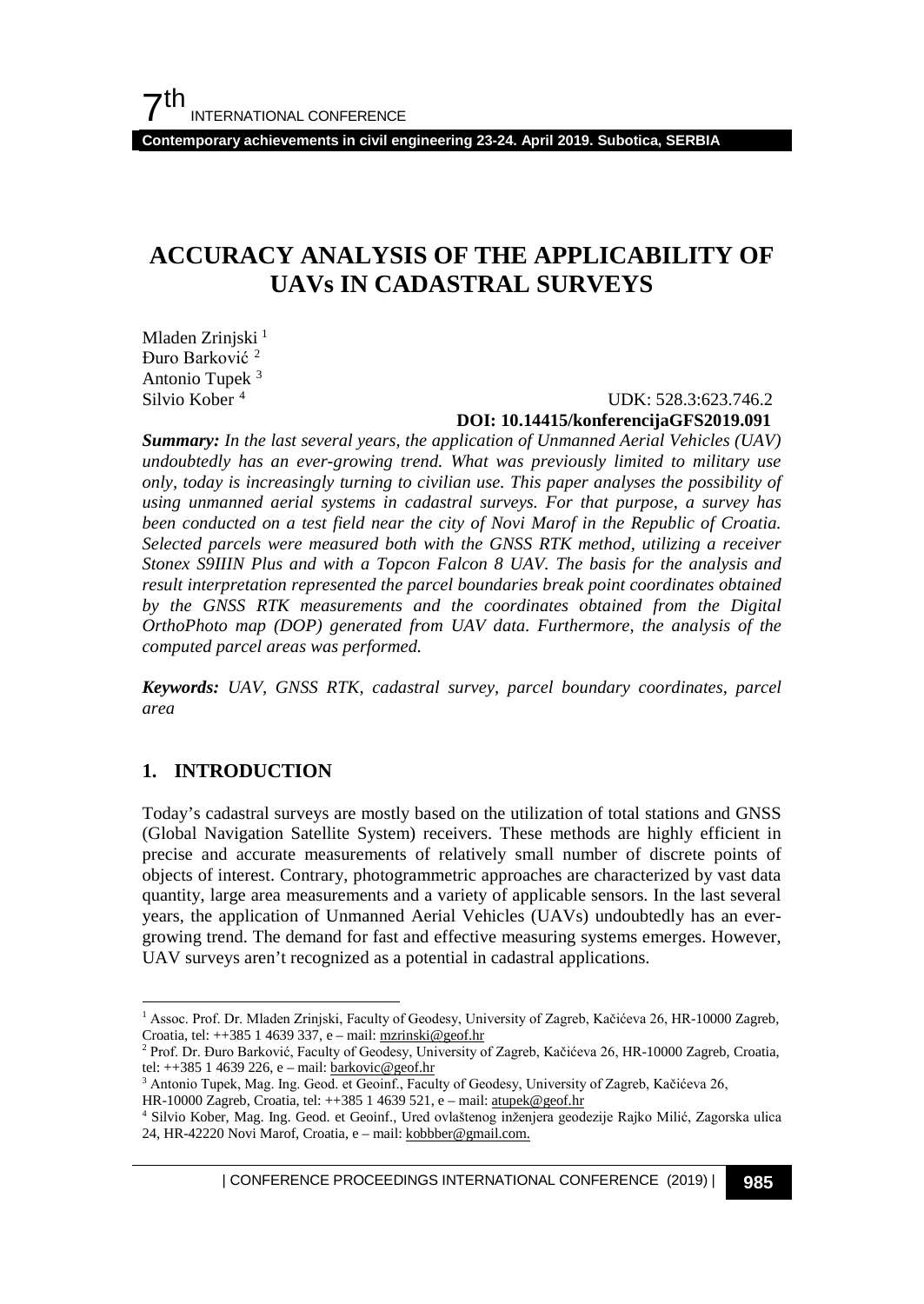# ACCURACY ANALYSIS OF THE APPLICABILITY OF UAVs IN CADASTRAL SURVEYS

Mladen Zrinjski [1]
Đuro Barković [2]
Antonio Tupek [3]
Silvio Kober [4]

UDK: 528.3:623.746.2
**DOI: 10.14415/konferencijaGFS2019.091**

***Summary:*** *In the last several years, the application of Unmanned Aerial Vehicles (UAV) undoubtedly has an ever-growing trend. What was previously limited to military use only, today is increasingly turning to civilian use. This paper analyses the possibility of using unmanned aerial systems in cadastral surveys. For that purpose, a survey has been conducted on a test field near the city of Novi Marof in the Republic of Croatia. Selected parcels were measured both with the GNSS RTK method, utilizing a receiver Stonex S9IIIN Plus and with a Topcon Falcon 8 UAV. The basis for the analysis and result interpretation represented the parcel boundaries break point coordinates obtained by the GNSS RTK measurements and the coordinates obtained from the Digital OrthoPhoto map (DOP) generated from UAV data. Furthermore, the analysis of the computed parcel areas was performed.*

***Keywords:*** *UAV, GNSS RTK, cadastral survey, parcel boundary coordinates, parcel area*

## 1. INTRODUCTION

Today's cadastral surveys are mostly based on the utilization of total stations and GNSS (Global Navigation Satellite System) receivers. These methods are highly efficient in precise and accurate measurements of relatively small number of discrete points of objects of interest. Contrary, photogrammetric approaches are characterized by vast data quantity, large area measurements and a variety of applicable sensors. In the last several years, the application of Unmanned Aerial Vehicles (UAVs) undoubtedly has an ever-growing trend. The demand for fast and effective measuring systems emerges. However, UAV surveys aren't recognized as a potential in cadastral applications.

---

[1] Assoc. Prof. Dr. Mladen Zrinjski, Faculty of Geodesy, University of Zagreb, Kačićeva 26, HR-10000 Zagreb, Croatia, tel: ++385 1 4639 337, e – mail: mzrinski@geof.hr

[2] Prof. Dr. Đuro Barković, Faculty of Geodesy, University of Zagreb, Kačićeva 26, HR-10000 Zagreb, Croatia, tel: ++385 1 4639 226, e – mail: barkovic@geof.hr

[3] Antonio Tupek, Mag. Ing. Geod. et Geoinf., Faculty of Geodesy, University of Zagreb, Kačićeva 26, HR-10000 Zagreb, Croatia, tel: ++385 1 4639 521, e – mail: atupek@geof.hr

[4] Silvio Kober, Mag. Ing. Geod. et Geoinf., Ured ovlaštenog inženjera geodezije Rajko Milić, Zagorska ulica 24, HR-42220 Novi Marof, Croatia, e – mail: kobbber@gmail.com.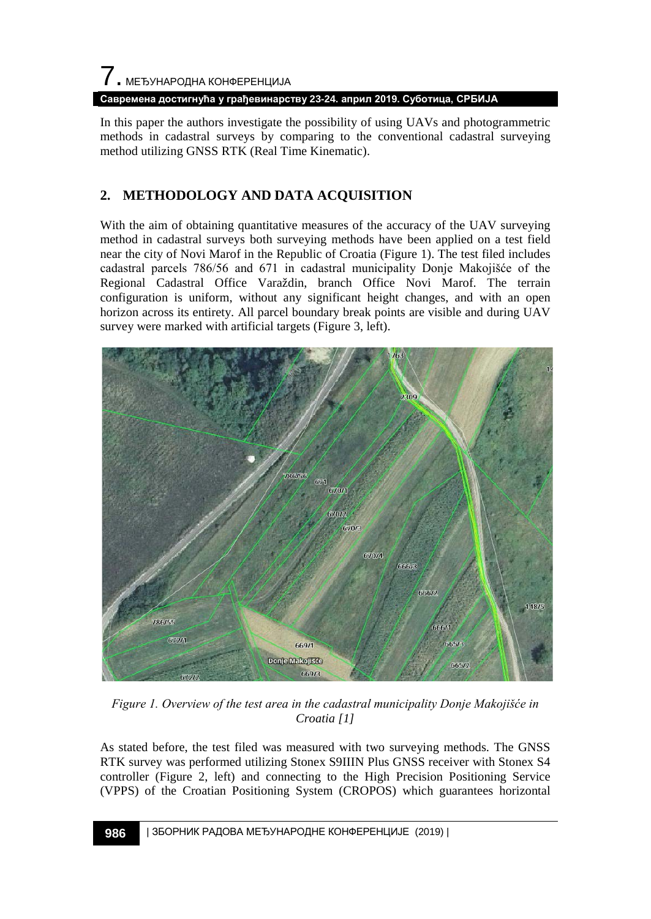In this paper the authors investigate the possibility of using UAVs and photogrammetric methods in cadastral surveys by comparing to the conventional cadastral surveying method utilizing GNSS RTK (Real Time Kinematic).

## 2. METHODOLOGY AND DATA ACQUISITION

With the aim of obtaining quantitative measures of the accuracy of the UAV surveying method in cadastral surveys both surveying methods have been applied on a test field near the city of Novi Marof in the Republic of Croatia (Figure 1). The test filed includes cadastral parcels 786/56 and 671 in cadastral municipality Donje Makojišće of the Regional Cadastral Office Varaždin, branch Office Novi Marof. The terrain configuration is uniform, without any significant height changes, and with an open horizon across its entirety. All parcel boundary break points are visible and during UAV survey were marked with artificial targets (Figure 3, left).

*Figure 1. Overview of the test area in the cadastral municipality Donje Makojišće in Croatia [1]*

As stated before, the test filed was measured with two surveying methods. The GNSS RTK survey was performed utilizing Stonex S9IIIN Plus GNSS receiver with Stonex S4 controller (Figure 2, left) and connecting to the High Precision Positioning Service (VPPS) of the Croatian Positioning System (CROPOS) which guarantees horizontal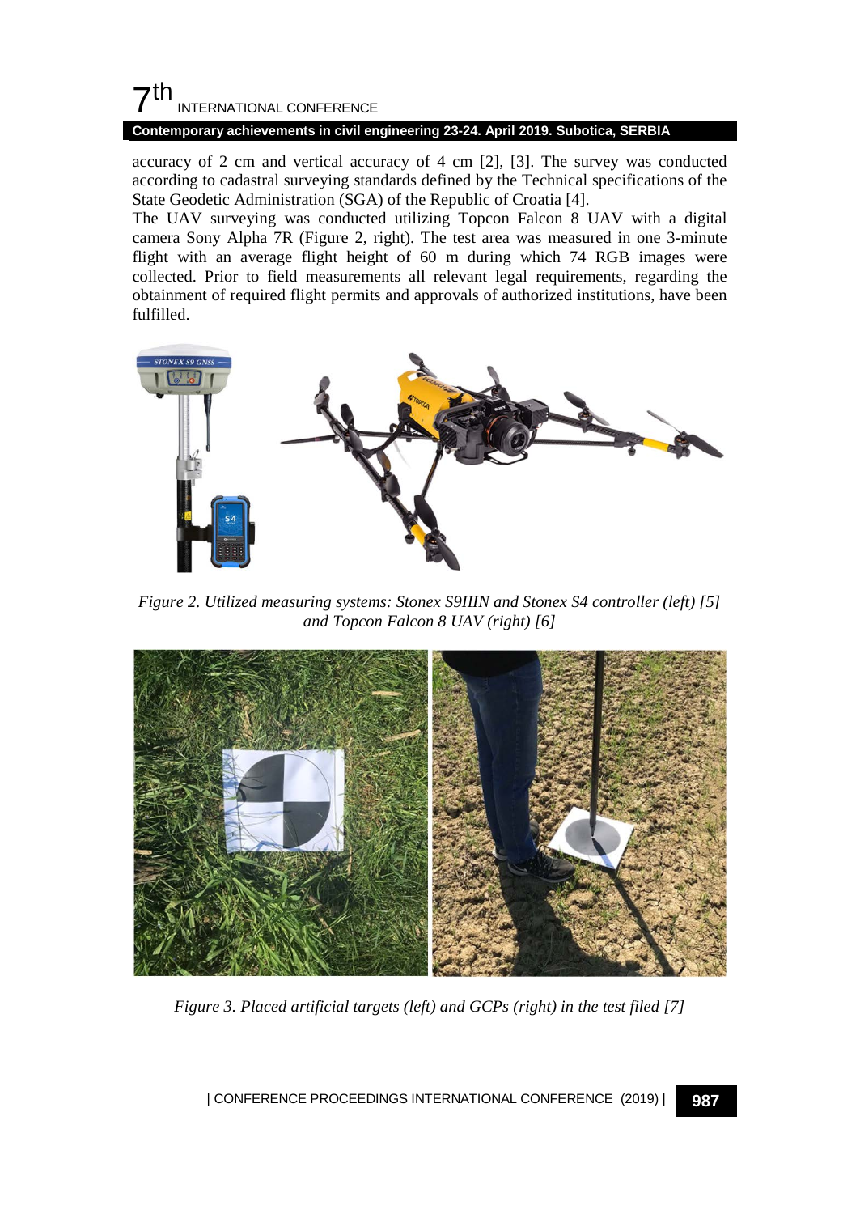accuracy of 2 cm and vertical accuracy of 4 cm [2], [3]. The survey was conducted according to cadastral surveying standards defined by the Technical specifications of the State Geodetic Administration (SGA) of the Republic of Croatia [4].

The UAV surveying was conducted utilizing Topcon Falcon 8 UAV with a digital camera Sony Alpha 7R (Figure 2, right). The test area was measured in one 3-minute flight with an average flight height of 60 m during which 74 RGB images were collected. Prior to field measurements all relevant legal requirements, regarding the obtainment of required flight permits and approvals of authorized institutions, have been fulfilled.

*Figure 2. Utilized measuring systems: Stonex S9IIIN and Stonex S4 controller (left) [5] and Topcon Falcon 8 UAV (right) [6]*

*Figure 3. Placed artificial targets (left) and GCPs (right) in the test filed [7]*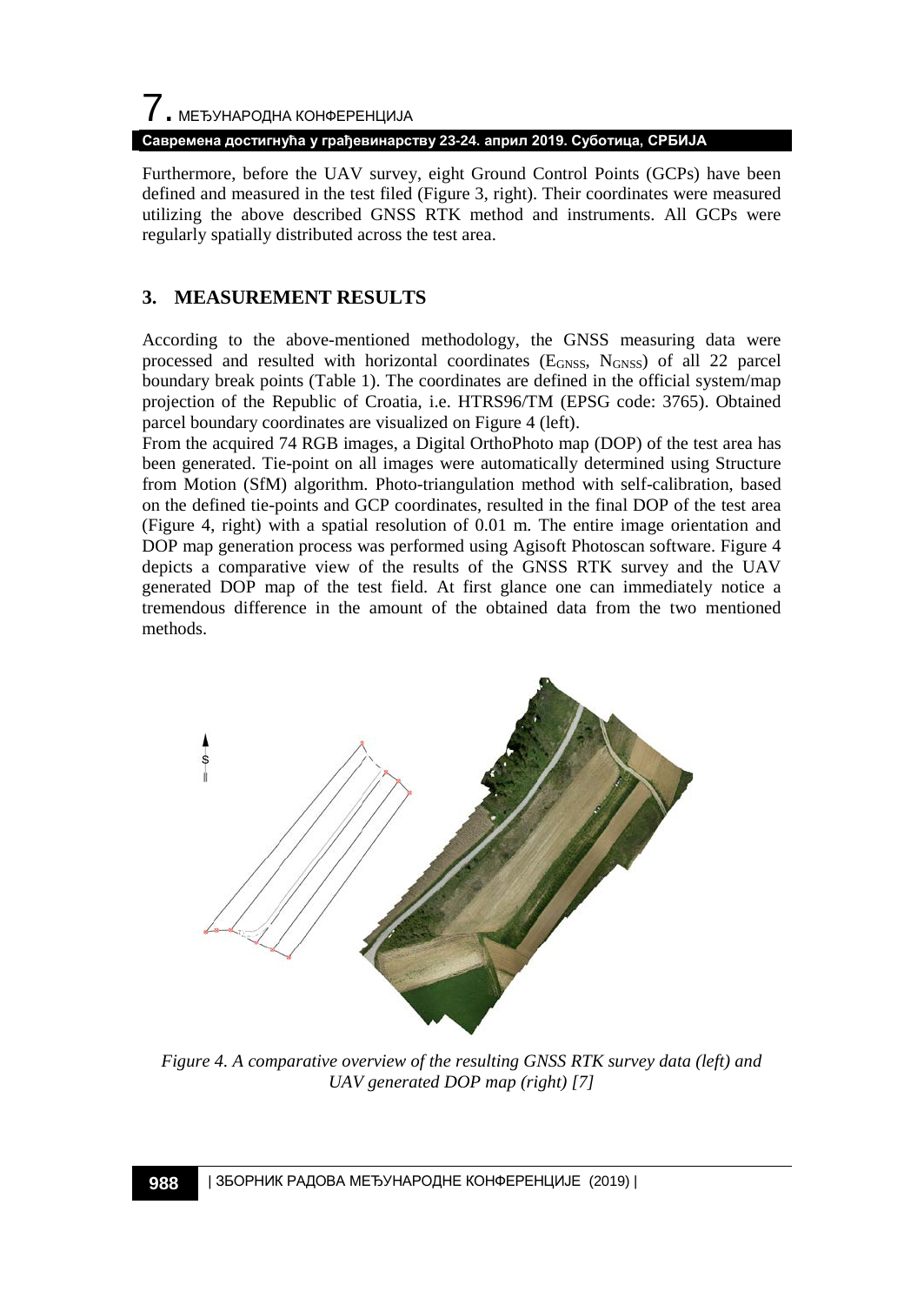Furthermore, before the UAV survey, eight Ground Control Points (GCPs) have been defined and measured in the test filed (Figure 3, right). Their coordinates were measured utilizing the above described GNSS RTK method and instruments. All GCPs were regularly spatially distributed across the test area.

## 3. MEASUREMENT RESULTS

According to the above-mentioned methodology, the GNSS measuring data were processed and resulted with horizontal coordinates ($E_{GNSS}$, $N_{GNSS}$) of all 22 parcel boundary break points (Table 1). The coordinates are defined in the official system/map projection of the Republic of Croatia, i.e. HTRS96/TM (EPSG code: 3765). Obtained parcel boundary coordinates are visualized on Figure 4 (left).

From the acquired 74 RGB images, a Digital OrthoPhoto map (DOP) of the test area has been generated. Tie-point on all images were automatically determined using Structure from Motion (SfM) algorithm. Photo-triangulation method with self-calibration, based on the defined tie-points and GCP coordinates, resulted in the final DOP of the test area (Figure 4, right) with a spatial resolution of 0.01 m. The entire image orientation and DOP map generation process was performed using Agisoft Photoscan software. Figure 4 depicts a comparative view of the results of the GNSS RTK survey and the UAV generated DOP map of the test field. At first glance one can immediately notice a tremendous difference in the amount of the obtained data from the two mentioned methods.

*Figure 4. A comparative overview of the resulting GNSS RTK survey data (left) and UAV generated DOP map (right) [7]*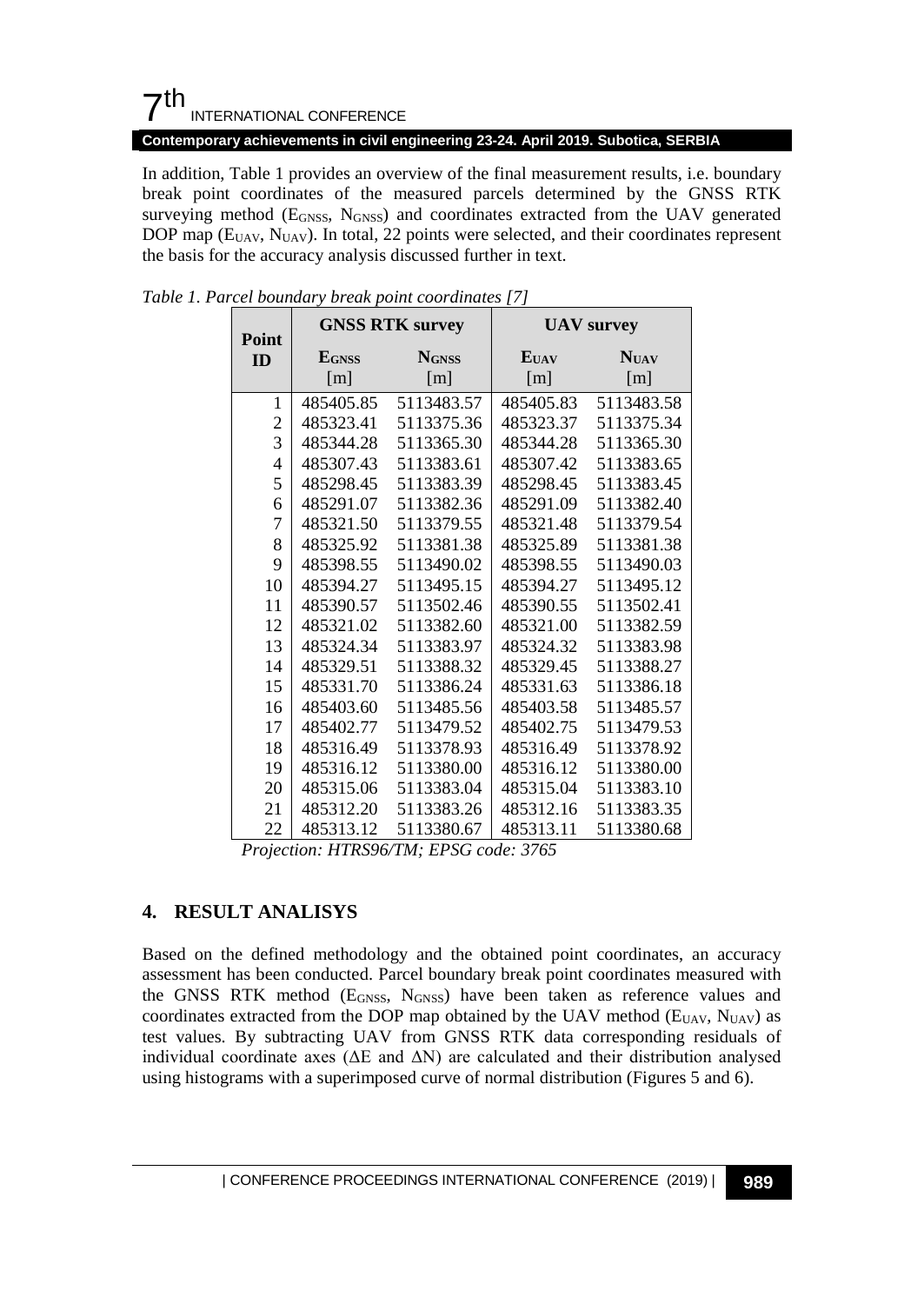In addition, Table 1 provides an overview of the final measurement results, i.e. boundary break point coordinates of the measured parcels determined by the GNSS RTK surveying method ($E_{GNSS}$, $N_{GNSS}$) and coordinates extracted from the UAV generated DOP map ($E_{UAV}$, $N_{UAV}$). In total, 22 points were selected, and their coordinates represent the basis for the accuracy analysis discussed further in text.

*Table 1. Parcel boundary break point coordinates [7]*

| Point ID | GNSS RTK survey | | UAV survey | |
|---|---|---|---|---|
| | $E_{GNSS}$ [m] | $N_{GNSS}$ [m] | $E_{UAV}$ [m] | $N_{UAV}$ [m] |
| 1 | 485405.85 | 5113483.57 | 485405.83 | 5113483.58 |
| 2 | 485323.41 | 5113375.36 | 485323.37 | 5113375.34 |
| 3 | 485344.28 | 5113365.30 | 485344.28 | 5113365.30 |
| 4 | 485307.43 | 5113383.61 | 485307.42 | 5113383.65 |
| 5 | 485298.45 | 5113383.39 | 485298.45 | 5113383.45 |
| 6 | 485291.07 | 5113382.36 | 485291.09 | 5113382.40 |
| 7 | 485321.50 | 5113379.55 | 485321.48 | 5113379.54 |
| 8 | 485325.92 | 5113381.38 | 485325.89 | 5113381.38 |
| 9 | 485398.55 | 5113490.02 | 485398.55 | 5113490.03 |
| 10 | 485394.27 | 5113495.15 | 485394.27 | 5113495.12 |
| 11 | 485390.57 | 5113502.46 | 485390.55 | 5113502.41 |
| 12 | 485321.02 | 5113382.60 | 485321.00 | 5113382.59 |
| 13 | 485324.34 | 5113383.97 | 485324.32 | 5113383.98 |
| 14 | 485329.51 | 5113388.32 | 485329.45 | 5113388.27 |
| 15 | 485331.70 | 5113386.24 | 485331.63 | 5113386.18 |
| 16 | 485403.60 | 5113485.56 | 485403.58 | 5113485.57 |
| 17 | 485402.77 | 5113479.52 | 485402.75 | 5113479.53 |
| 18 | 485316.49 | 5113378.93 | 485316.49 | 5113378.92 |
| 19 | 485316.12 | 5113380.00 | 485316.12 | 5113380.00 |
| 20 | 485315.06 | 5113383.04 | 485315.04 | 5113383.10 |
| 21 | 485312.20 | 5113383.26 | 485312.16 | 5113383.35 |
| 22 | 485313.12 | 5113380.67 | 485313.11 | 5113380.68 |

*Projection: HTRS96/TM; EPSG code: 3765*

## 4. RESULT ANALISYS

Based on the defined methodology and the obtained point coordinates, an accuracy assessment has been conducted. Parcel boundary break point coordinates measured with the GNSS RTK method ($E_{GNSS}$, $N_{GNSS}$) have been taken as reference values and coordinates extracted from the DOP map obtained by the UAV method ($E_{UAV}$, $N_{UAV}$) as test values. By subtracting UAV from GNSS RTK data corresponding residuals of individual coordinate axes ($\Delta E$ and $\Delta N$) are calculated and their distribution analysed using histograms with a superimposed curve of normal distribution (Figures 5 and 6).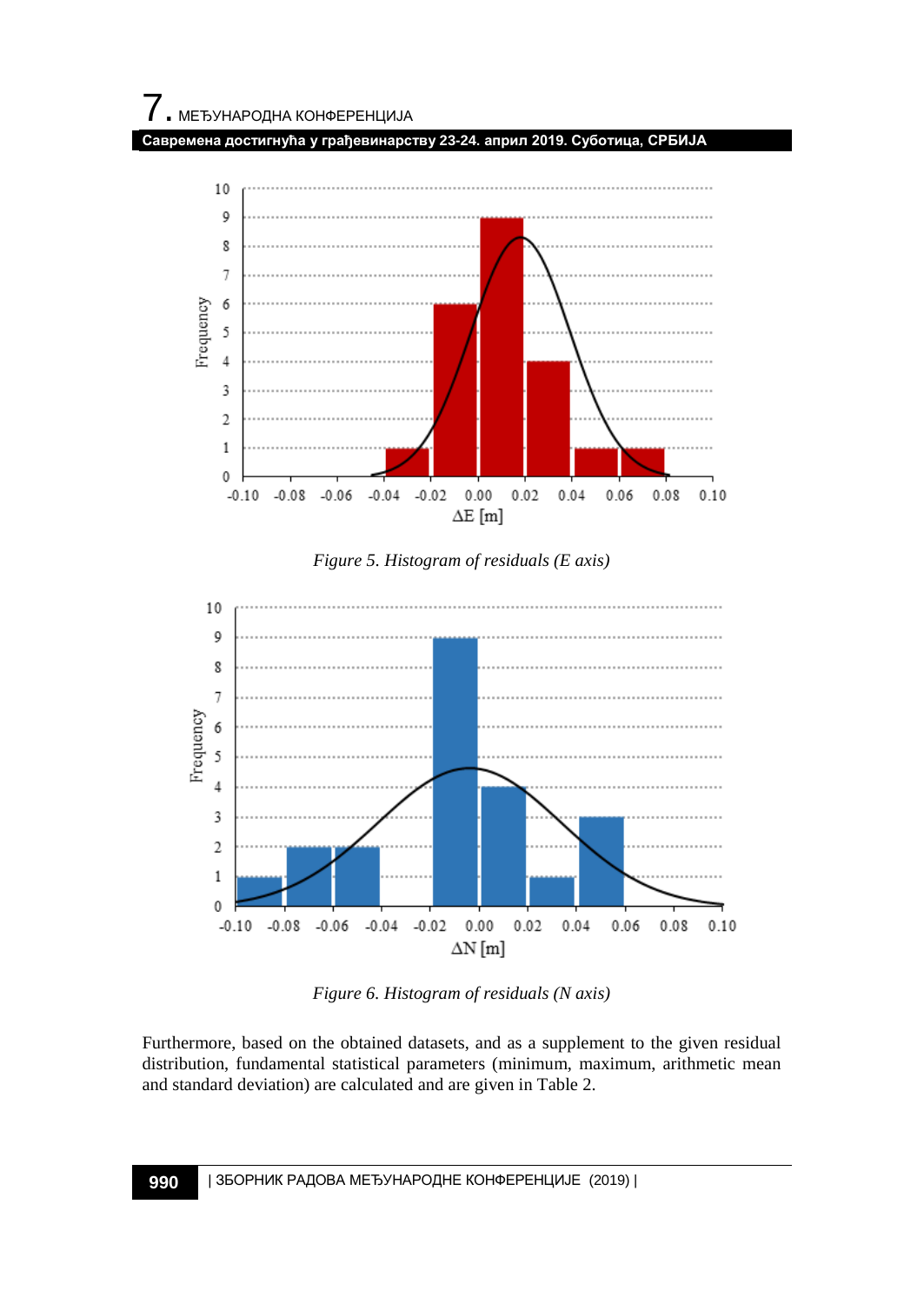*Figure 5. Histogram of residuals (E axis)*

*Figure 6. Histogram of residuals (N axis)*

Furthermore, based on the obtained datasets, and as a supplement to the given residual distribution, fundamental statistical parameters (minimum, maximum, arithmetic mean and standard deviation) are calculated and are given in Table 2.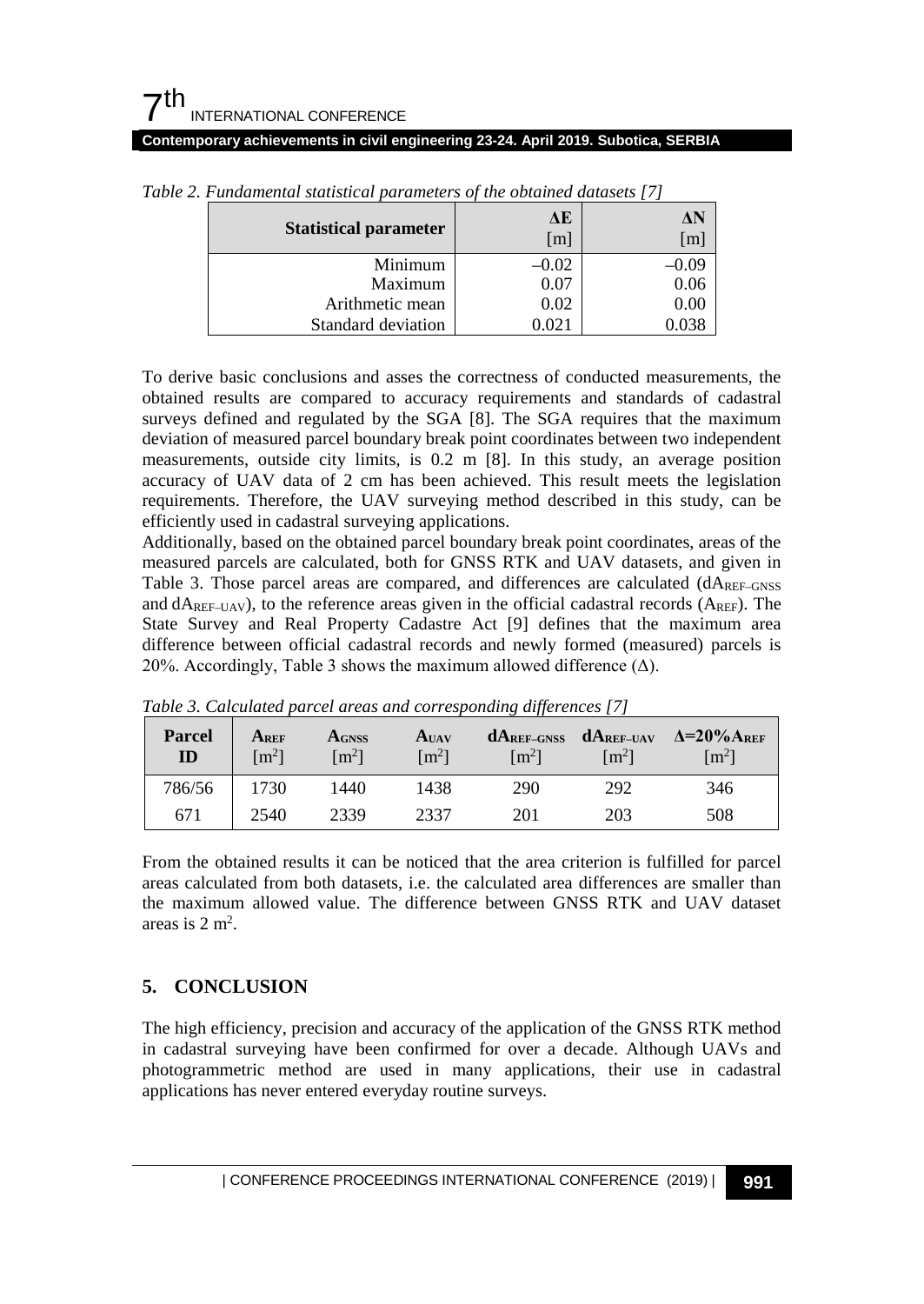*Table 2. Fundamental statistical parameters of the obtained datasets [7]*

| Statistical parameter | ΔE [m] | ΔN [m] |
|---|---|---|
| Minimum | –0.02 | –0.09 |
| Maximum | 0.07 | 0.06 |
| Arithmetic mean | 0.02 | 0.00 |
| Standard deviation | 0.021 | 0.038 |

To derive basic conclusions and asses the correctness of conducted measurements, the obtained results are compared to accuracy requirements and standards of cadastral surveys defined and regulated by the SGA [8]. The SGA requires that the maximum deviation of measured parcel boundary break point coordinates between two independent measurements, outside city limits, is 0.2 m [8]. In this study, an average position accuracy of UAV data of 2 cm has been achieved. This result meets the legislation requirements. Therefore, the UAV surveying method described in this study, can be efficiently used in cadastral surveying applications.

Additionally, based on the obtained parcel boundary break point coordinates, areas of the measured parcels are calculated, both for GNSS RTK and UAV datasets, and given in Table 3. Those parcel areas are compared, and differences are calculated ($dA_{REF–GNSS}$ and $dA_{REF–UAV}$), to the reference areas given in the official cadastral records ($A_{REF}$). The State Survey and Real Property Cadastre Act [9] defines that the maximum area difference between official cadastral records and newly formed (measured) parcels is 20%. Accordingly, Table 3 shows the maximum allowed difference (Δ).

*Table 3. Calculated parcel areas and corresponding differences [7]*

| Parcel ID | $A_{REF}$ [$m^2$] | $A_{GNSS}$ [$m^2$] | $A_{UAV}$ [$m^2$] | $dA_{REF–GNSS}$ [$m^2$] | $dA_{REF–UAV}$ [$m^2$] | $\Delta$=20%$A_{REF}$ [$m^2$] |
|---|---|---|---|---|---|---|
| 786/56 | 1730 | 1440 | 1438 | 290 | 292 | 346 |
| 671 | 2540 | 2339 | 2337 | 201 | 203 | 508 |

From the obtained results it can be noticed that the area criterion is fulfilled for parcel areas calculated from both datasets, i.e. the calculated area differences are smaller than the maximum allowed value. The difference between GNSS RTK and UAV dataset areas is 2 $m^2$.

## 5. CONCLUSION

The high efficiency, precision and accuracy of the application of the GNSS RTK method in cadastral surveying have been confirmed for over a decade. Although UAVs and photogrammetric method are used in many applications, their use in cadastral applications has never entered everyday routine surveys.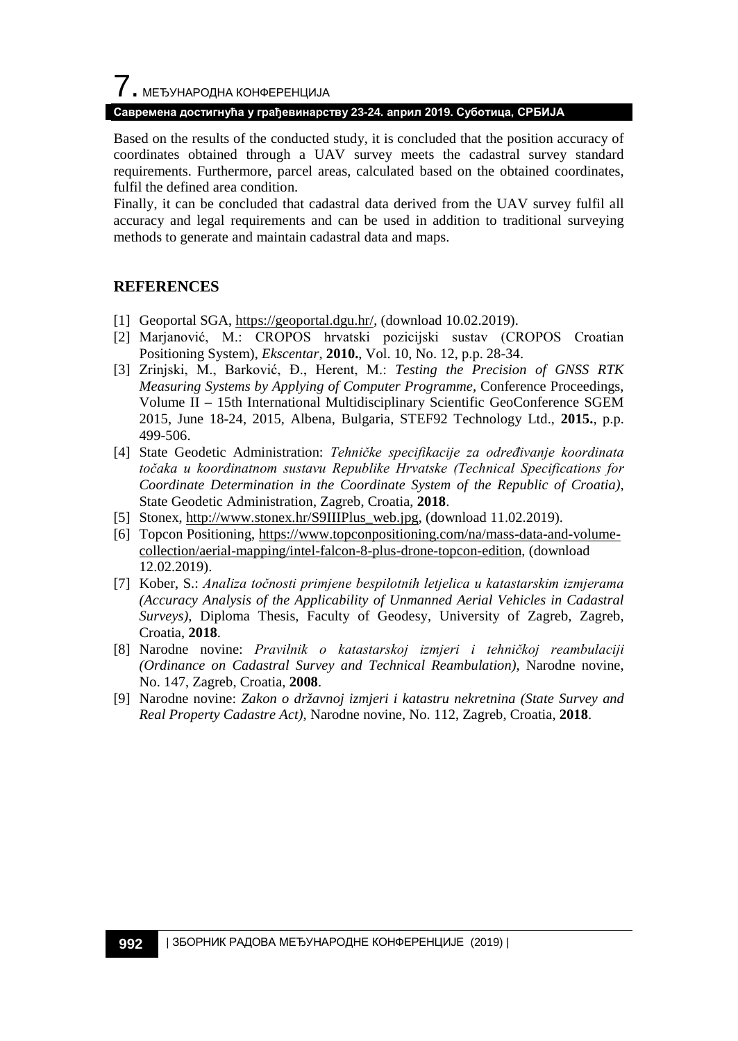Based on the results of the conducted study, it is concluded that the position accuracy of coordinates obtained through a UAV survey meets the cadastral survey standard requirements. Furthermore, parcel areas, calculated based on the obtained coordinates, fulfil the defined area condition.

Finally, it can be concluded that cadastral data derived from the UAV survey fulfil all accuracy and legal requirements and can be used in addition to traditional surveying methods to generate and maintain cadastral data and maps.

## REFERENCES

[1] Geoportal SGA, https://geoportal.dgu.hr/, (download 10.02.2019).

[2] Marjanović, M.: CROPOS hrvatski pozicijski sustav (CROPOS Croatian Positioning System), *Ekscentar*, **2010.**, Vol. 10, No. 12, p.p. 28-34.

[3] Zrinjski, M., Barković, Đ., Herent, M.: *Testing the Precision of GNSS RTK Measuring Systems by Applying of Computer Programme*, Conference Proceedings, Volume II – 15th International Multidisciplinary Scientific GeoConference SGEM 2015, June 18-24, 2015, Albena, Bulgaria, STEF92 Technology Ltd., **2015.**, p.p. 499-506.

[4] State Geodetic Administration: *Tehničke specifikacije za određivanje koordinata točaka u koordinatnom sustavu Republike Hrvatske (Technical Specifications for Coordinate Determination in the Coordinate System of the Republic of Croatia)*, State Geodetic Administration, Zagreb, Croatia, **2018**.

[5] Stonex, http://www.stonex.hr/S9IIIPlus_web.jpg, (download 11.02.2019).

[6] Topcon Positioning, https://www.topconpositioning.com/na/mass-data-and-volume-collection/aerial-mapping/intel-falcon-8-plus-drone-topcon-edition, (download 12.02.2019).

[7] Kober, S.: *Analiza točnosti primjene bespilotnih letjelica u katastarskim izmjerama (Accuracy Analysis of the Applicability of Unmanned Aerial Vehicles in Cadastral Surveys)*, Diploma Thesis, Faculty of Geodesy, University of Zagreb, Zagreb, Croatia, **2018**.

[8] Narodne novine: *Pravilnik o katastarskoj izmjeri i tehničkoj reambulaciji (Ordinance on Cadastral Survey and Technical Reambulation)*, Narodne novine, No. 147, Zagreb, Croatia, **2008**.

[9] Narodne novine: *Zakon o državnoj izmjeri i katastru nekretnina (State Survey and Real Property Cadastre Act)*, Narodne novine, No. 112, Zagreb, Croatia, **2018**.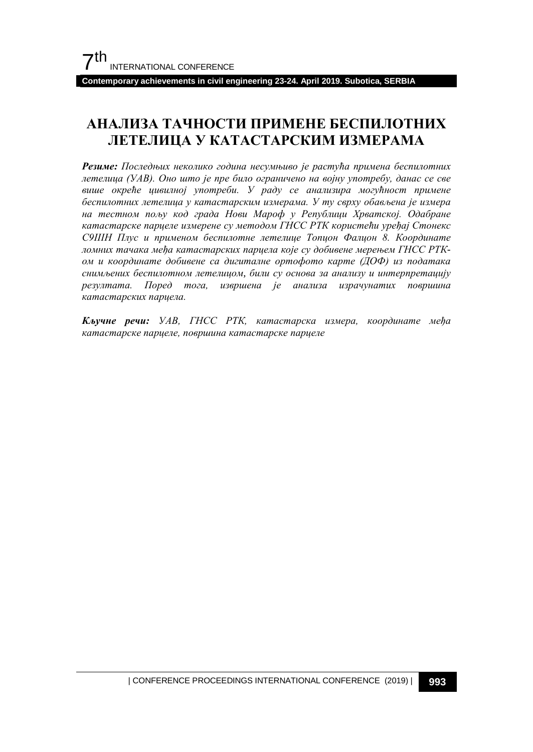# АНАЛИЗА ТАЧНОСТИ ПРИМЕНЕ БЕСПИЛОТНИХ ЛЕТЕЛИЦА У КАТАСТАРСКИМ ИЗМЕРАМА

***Резиме:*** *Последњих неколико година несумњиво је растућа примена беспилотних летелица (УАВ). Оно што је пре било ограничено на војну употребу, данас се све више окреће цивилној употреби. У раду се анализира могућност примене беспилотних летелица у катастарским измерама. У ту сврху обављена је измера на тестном пољу код града Нови Мароф у Републици Хрватској. Одабране катастарске парцеле измерене су методом ГНСС РТК користећи уређај Стонекс С9ШН Плус и применом беспилотне летелице Топцон Фалцон 8. Координате ломних тачака међа катастарских парцела које су добивене мерењем ГНСС РТК-ом и координате добивене са дигиталне ортофото карте (ДОФ) из података снимљених беспилотном летелицом, били су основа за анализу и интерпретацију резултата. Поред тога, извршена је анализа израчунатих површина катастарских парцела.*

***Кључне речи:*** *УАВ, ГНСС РТК, катастарска измера, координате међа катастарске парцеле, површина катастарске парцеле*